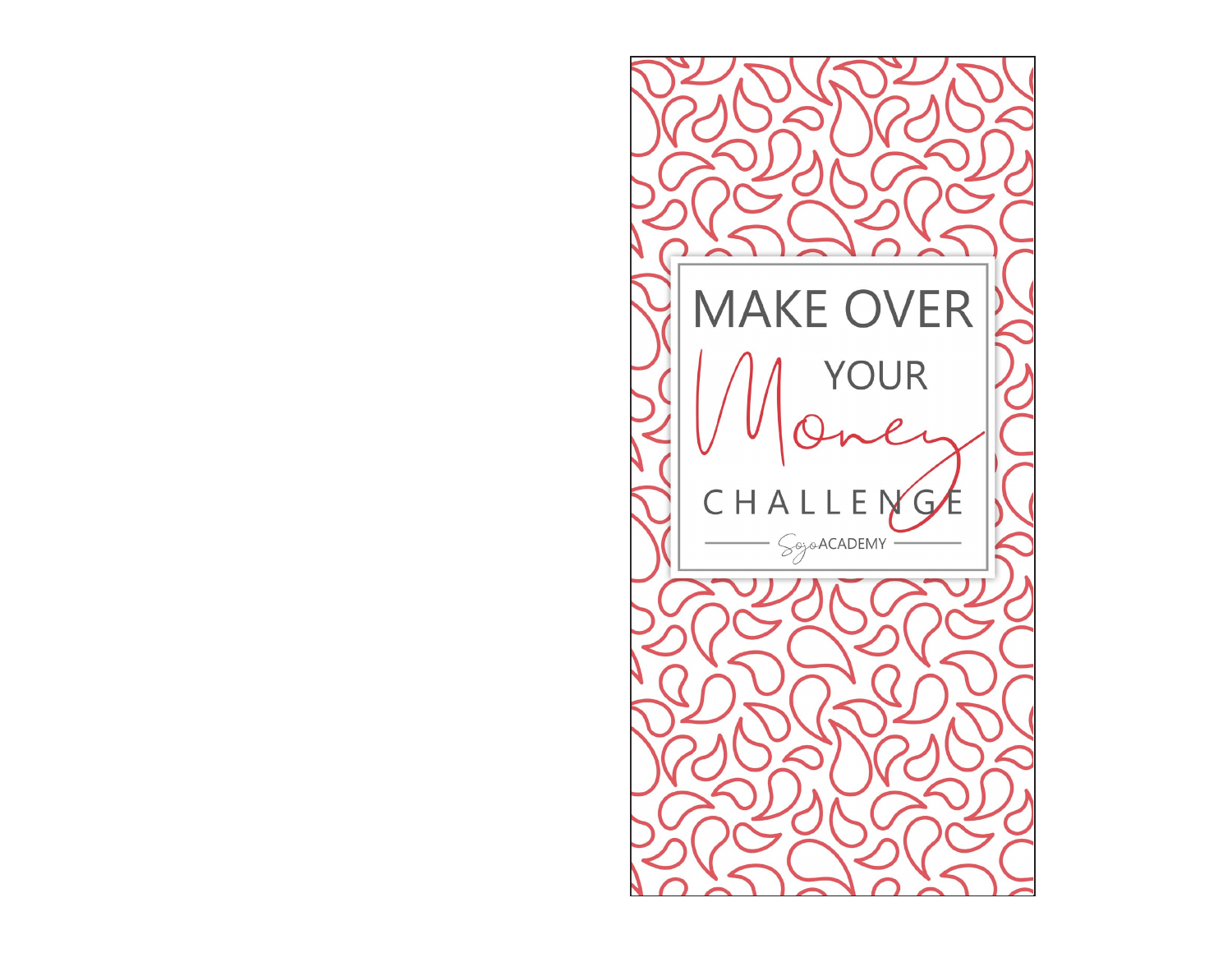# MAKE OVER YOUR Money CHALLENGE

SojoACADEMY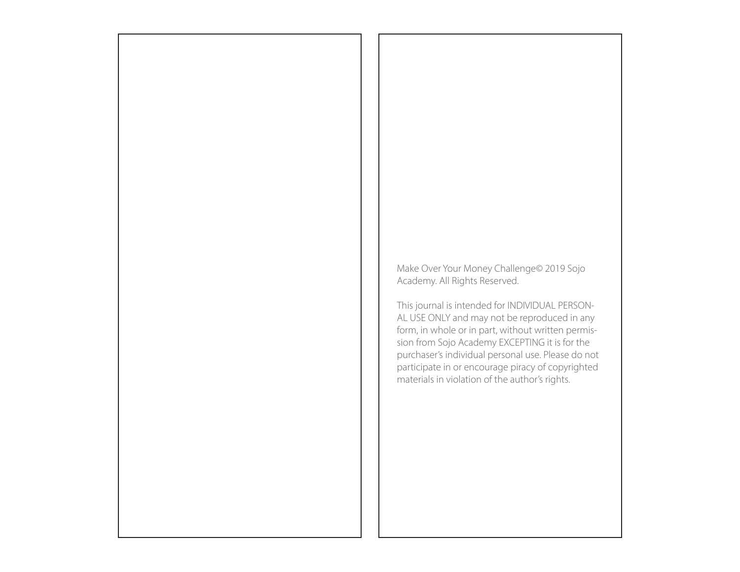Make Over Your Money Challenge© 2019 Sojo Academy. All Rights Reserved.

This journal is intended for INDIVIDUAL PERSONAL USE ONLY and may not be reproduced in any form, in whole or in part, without written permission from Sojo Academy EXCEPTING it is for the purchaser's individual personal use. Please do not participate in or encourage piracy of copyrighted materials in violation of the author's rights.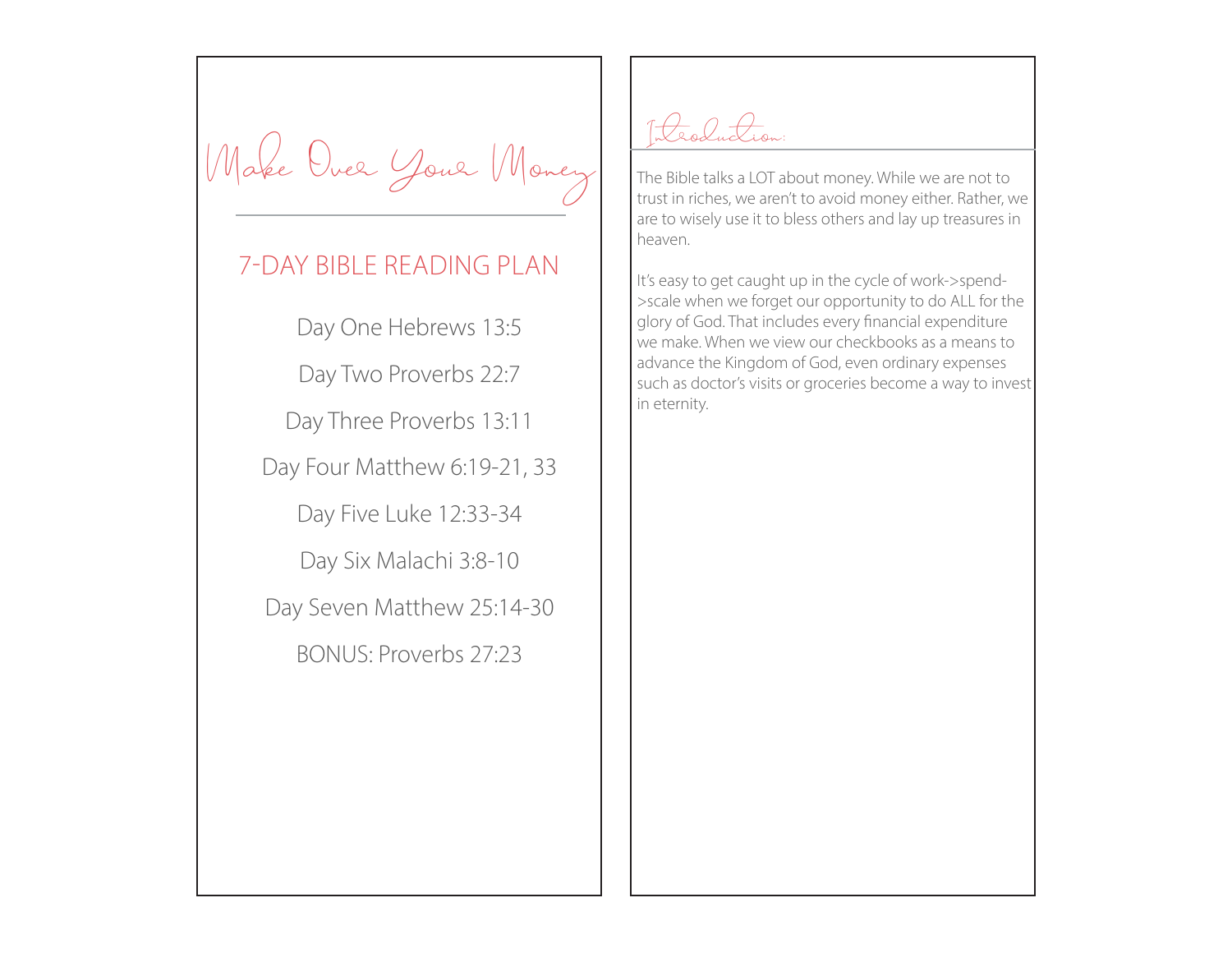# Make Over Your Money

## 7-DAY BIBLE READING PLAN

Day One Hebrews 13:5

Day Two Proverbs 22:7

Day Three Proverbs 13:11

Day Four Matthew 6:19-21, 33

Day Five Luke 12:33-34

Day Six Malachi 3:8-10

Day Seven Matthew 25:14-30

BONUS: Proverbs 27:23

## Introduction:

The Bible talks a LOT about money. While we are not to trust in riches, we aren't to avoid money either. Rather, we are to wisely use it to bless others and lay up treasures in heaven.

It's easy to get caught up in the cycle of work->spend->scale when we forget our opportunity to do ALL for the glory of God. That includes every financial expenditure we make. When we view our checkbooks as a means to advance the Kingdom of God, even ordinary expenses such as doctor's visits or groceries become a way to invest in eternity.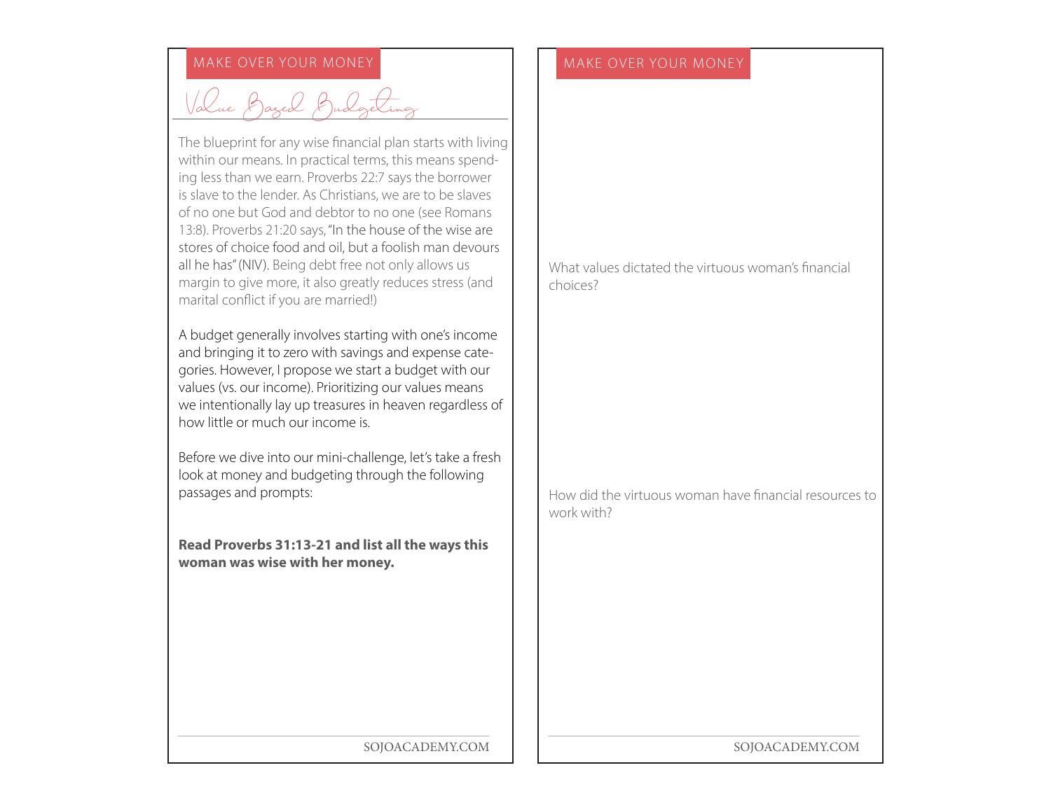MAKE OVER YOUR MONEY

# Value Based Budgeting

The blueprint for any wise financial plan starts with living within our means. In practical terms, this means spending less than we earn. Proverbs 22:7 says the borrower is slave to the lender. As Christians, we are to be slaves of no one but God and debtor to no one (see Romans 13:8). Proverbs 21:20 says, "In the house of the wise are stores of choice food and oil, but a foolish man devours all he has" (NIV). Being debt free not only allows us margin to give more, it also greatly reduces stress (and marital conflict if you are married!)

A budget generally involves starting with one's income and bringing it to zero with savings and expense categories. However, I propose we start a budget with our values (vs. our income). Prioritizing our values means we intentionally lay up treasures in heaven regardless of how little or much our income is.

Before we dive into our mini-challenge, let's take a fresh look at money and budgeting through the following passages and prompts:

**Read Proverbs 31:13-21 and list all the ways this woman was wise with her money.**

MAKE OVER YOUR MONEY

What values dictated the virtuous woman's financial choices?

How did the virtuous woman have financial resources to work with?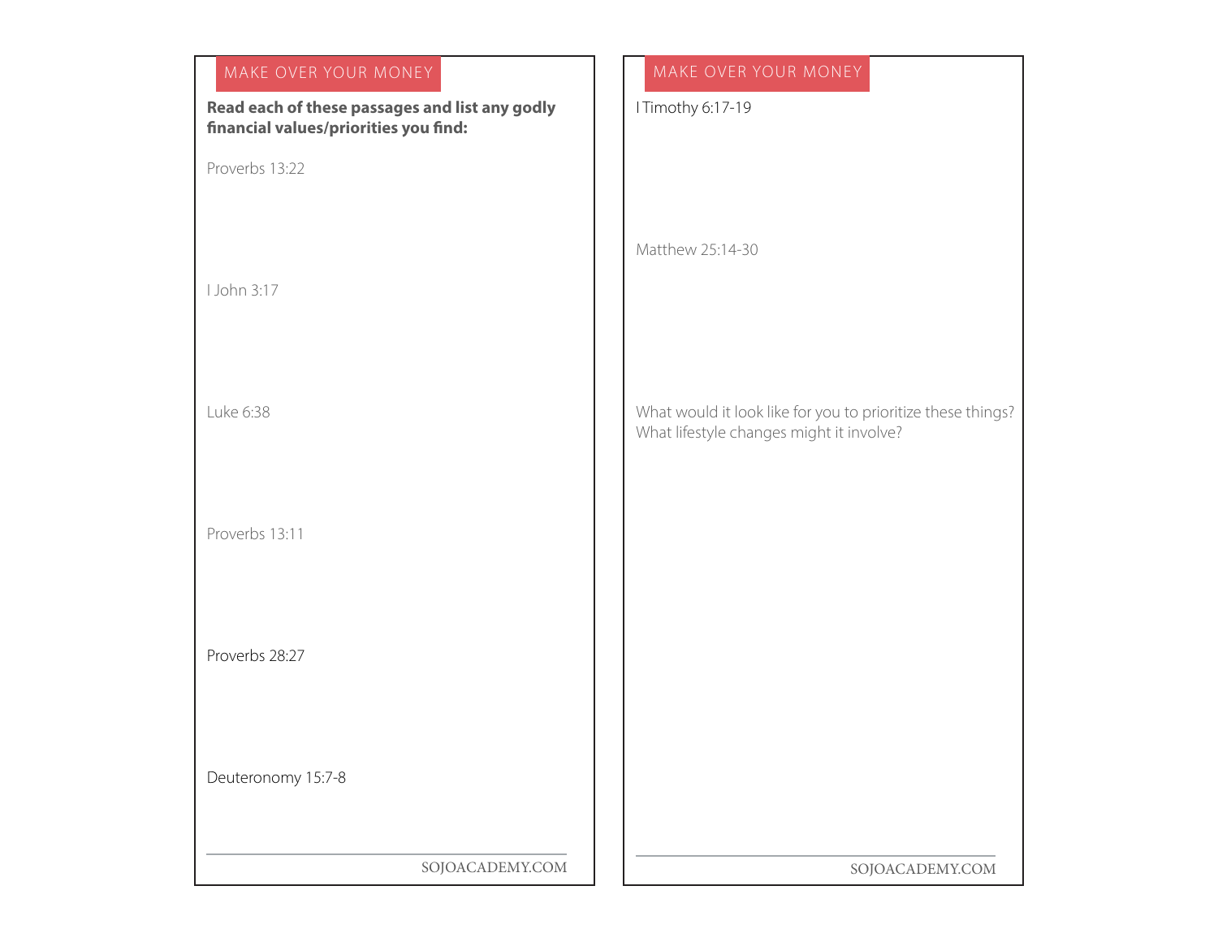## MAKE OVER YOUR MONEY

**Read each of these passages and list any godly financial values/priorities you find:**

Proverbs 13:22

I John 3:17

Luke 6:38

Proverbs 13:11

Proverbs 28:27

Deuteronomy 15:7-8

## MAKE OVER YOUR MONEY

I Timothy 6:17-19

Matthew 25:14-30

What would it look like for you to prioritize these things? What lifestyle changes might it involve?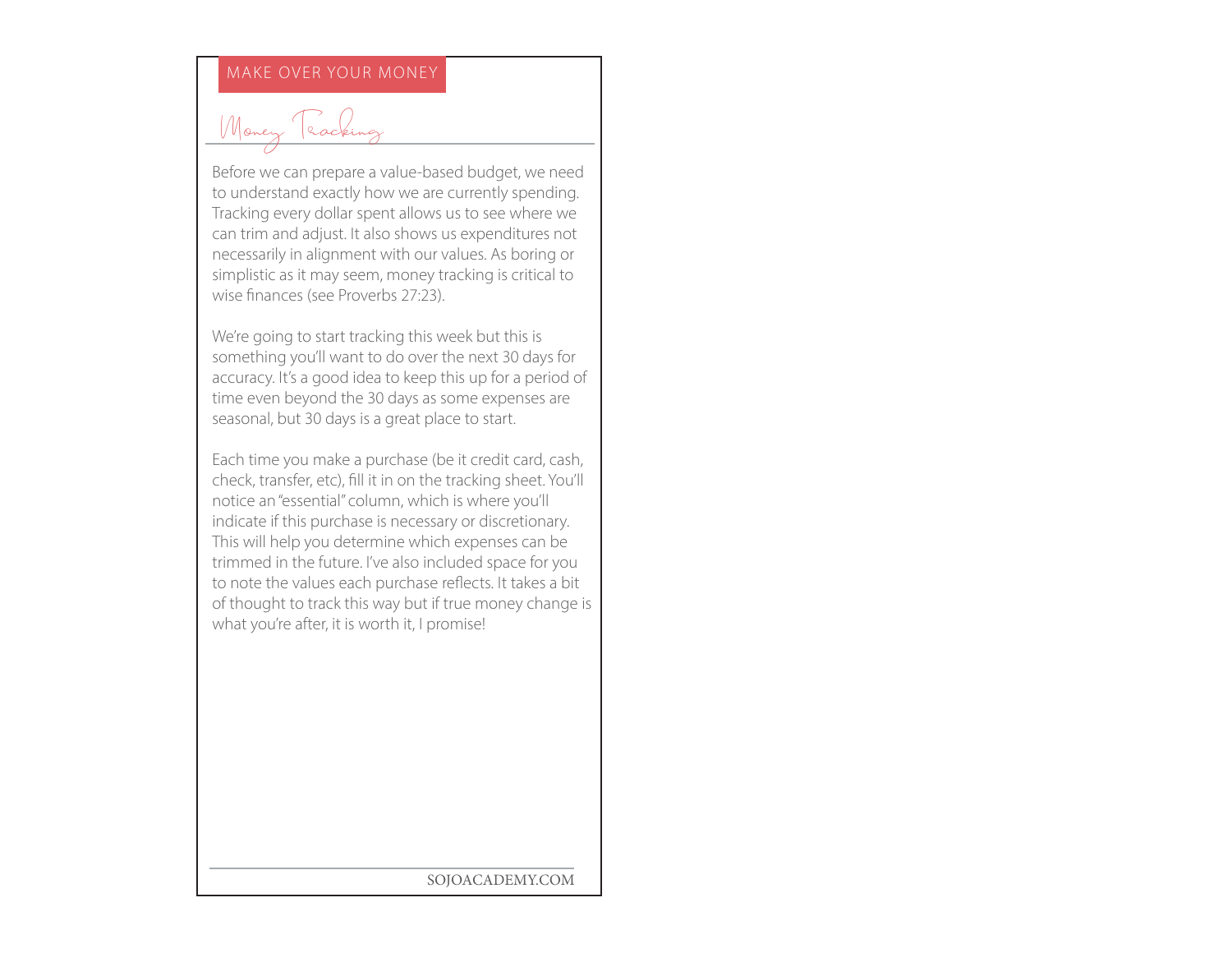MAKE OVER YOUR MONEY

# Money Tracking

Before we can prepare a value-based budget, we need to understand exactly how we are currently spending. Tracking every dollar spent allows us to see where we can trim and adjust. It also shows us expenditures not necessarily in alignment with our values. As boring or simplistic as it may seem, money tracking is critical to wise finances (see Proverbs 27:23).

We're going to start tracking this week but this is something you'll want to do over the next 30 days for accuracy. It's a good idea to keep this up for a period of time even beyond the 30 days as some expenses are seasonal, but 30 days is a great place to start.

Each time you make a purchase (be it credit card, cash, check, transfer, etc), fill it in on the tracking sheet. You'll notice an "essential" column, which is where you'll indicate if this purchase is necessary or discretionary. This will help you determine which expenses can be trimmed in the future. I've also included space for you to note the values each purchase reflects. It takes a bit of thought to track this way but if true money change is what you're after, it is worth it, I promise!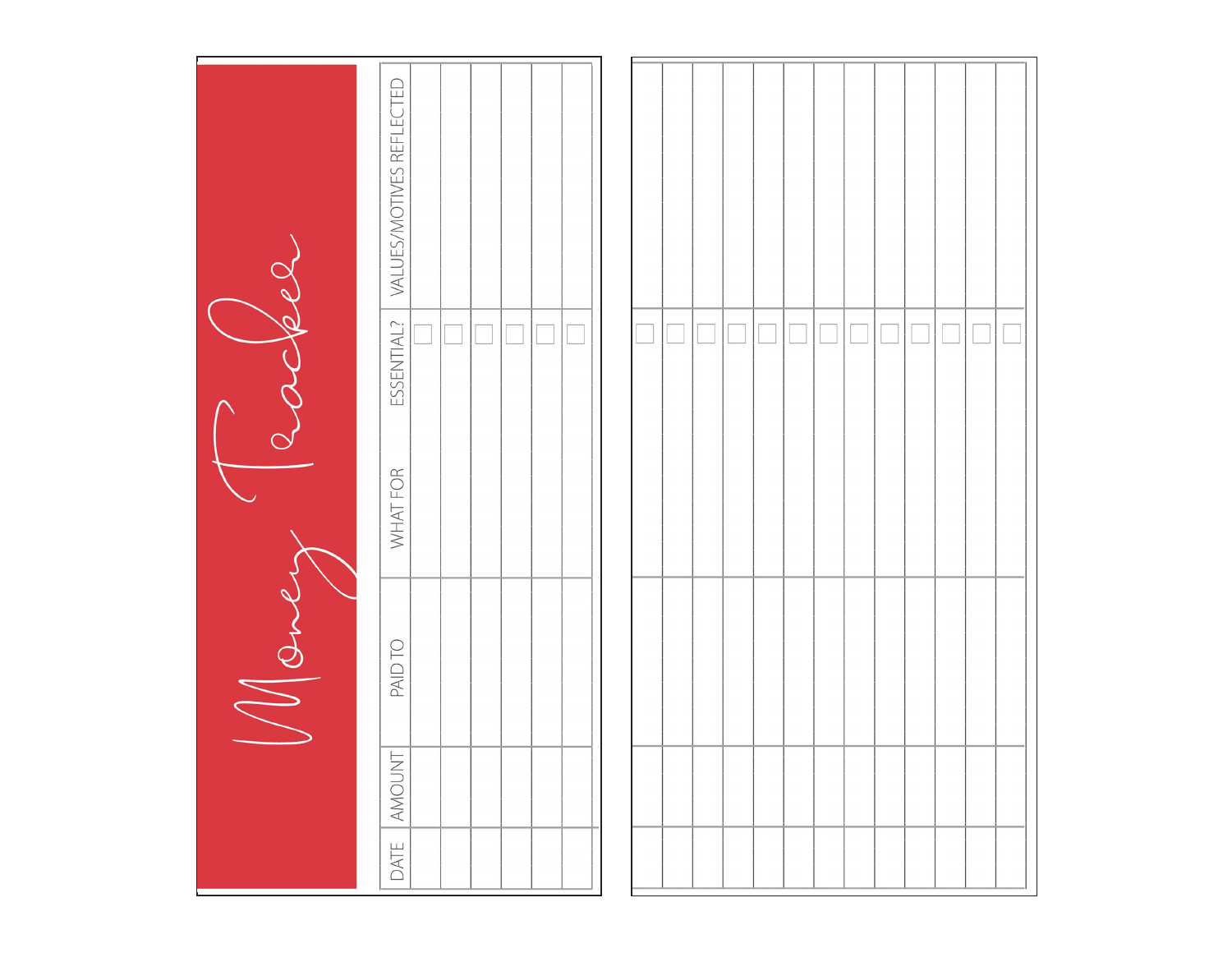# Money Tracker

| DATE | AMOUNT | PAID TO | WHAT FOR | ESSENTIAL? | VALUES/MOTIVES REFLECTED |
|---|---|---|---|---|---|
| | | | | ☐ | |
| | | | | ☐ | |
| | | | | ☐ | |
| | | | | ☐ | |
| | | | | ☐ | |
| | | | | ☐ | |
| | | | | ☐ | |
| | | | | ☐ | |
| | | | | ☐ | |
| | | | | ☐ | |
| | | | | ☐ | |
| | | | | ☐ | |
| | | | | ☐ | |
| | | | | ☐ | |
| | | | | ☐ | |
| | | | | ☐ | |
| | | | | ☐ | |
| | | | | ☐ | |
| | | | | ☐ | |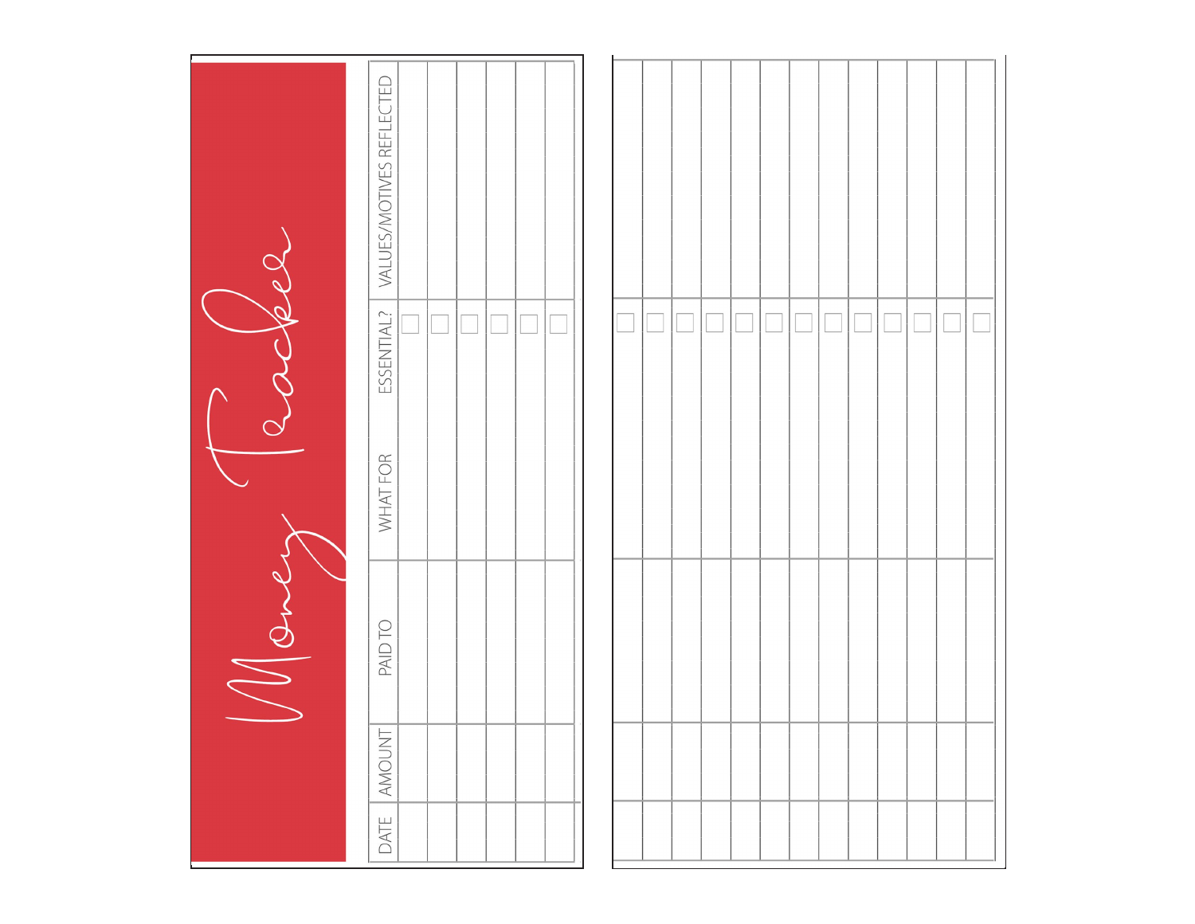# Money Tracker

| DATE | AMOUNT | PAID TO | WHAT FOR | ESSENTIAL? | VALUES/MOTIVES REFLECTED |
|---|---|---|---|---|---|
| | | | | ☐ | |
| | | | | ☐ | |
| | | | | ☐ | |
| | | | | ☐ | |
| | | | | ☐ | |
| | | | | ☐ | |
| | | | | ☐ | |
| | | | | ☐ | |
| | | | | ☐ | |
| | | | | ☐ | |
| | | | | ☐ | |
| | | | | ☐ | |
| | | | | ☐ | |
| | | | | ☐ | |
| | | | | ☐ | |
| | | | | ☐ | |
| | | | | ☐ | |
| | | | | ☐ | |
| | | | | ☐ | |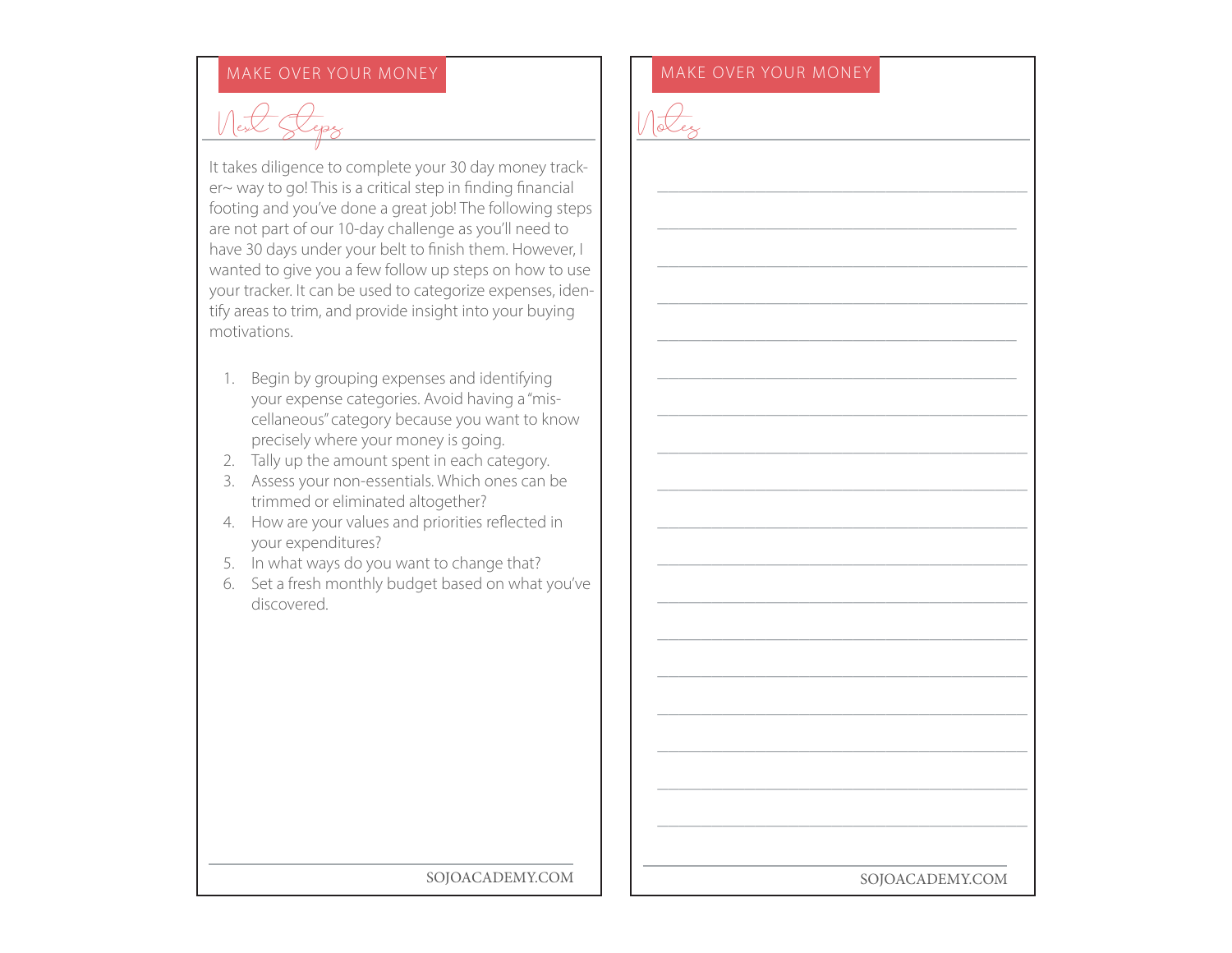MAKE OVER YOUR MONEY

## Next Steps

It takes diligence to complete your 30 day money tracker~ way to go! This is a critical step in finding financial footing and you've done a great job! The following steps are not part of our 10-day challenge as you'll need to have 30 days under your belt to finish them. However, I wanted to give you a few follow up steps on how to use your tracker. It can be used to categorize expenses, identify areas to trim, and provide insight into your buying motivations.

1. Begin by grouping expenses and identifying your expense categories. Avoid having a "miscellaneous" category because you want to know precisely where your money is going.
2. Tally up the amount spent in each category.
3. Assess your non-essentials. Which ones can be trimmed or eliminated altogether?
4. How are your values and priorities reflected in your expenditures?
5. In what ways do you want to change that?
6. Set a fresh monthly budget based on what you've discovered.

MAKE OVER YOUR MONEY

## Notes

________________________________________

________________________________________

________________________________________

________________________________________

________________________________________

________________________________________

________________________________________

________________________________________

________________________________________

________________________________________

________________________________________

________________________________________

________________________________________

________________________________________

________________________________________

________________________________________

________________________________________

________________________________________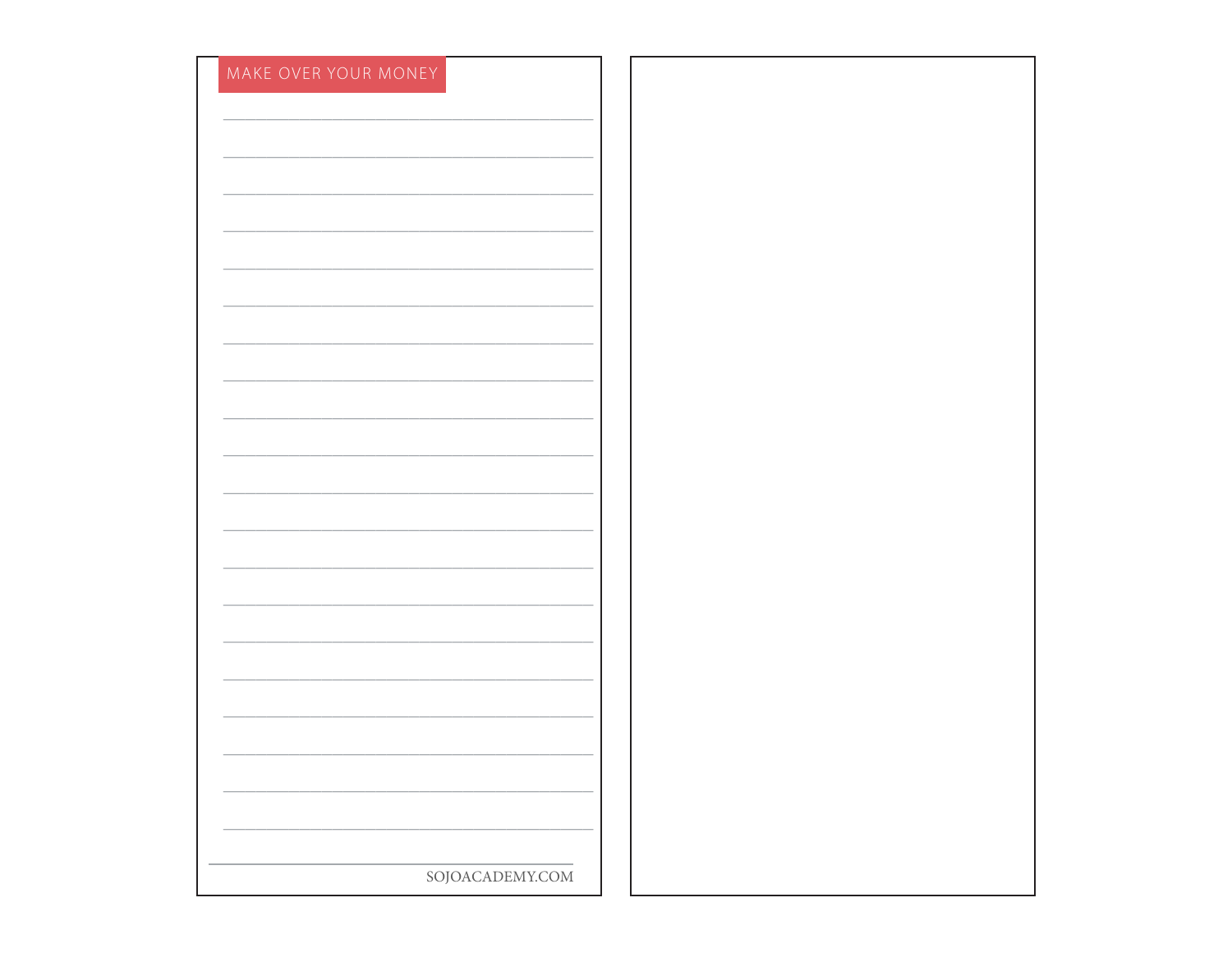MAKE OVER YOUR MONEY

SOJOACADEMY.COM